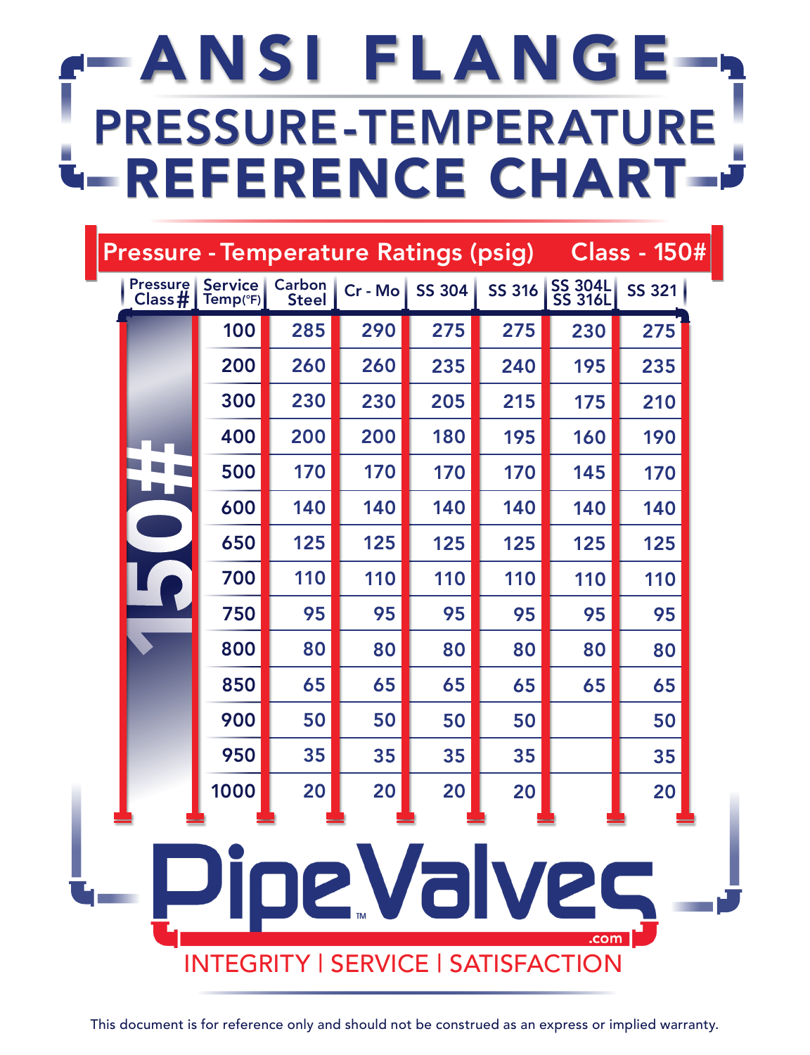# ANSI FLANGE PRESSURE-TEMPERATURE REFERENCE CHART

## Pressure - Temperature Ratings (psig) Class - 150#

| Pressure Class # | Service Temp(°F) | Carbon Steel | Cr - Mo | SS 304 | SS 316 | SS 304L SS 316L | SS 321 |
|---|---|---|---|---|---|---|---|
| 150# | 100 | 285 | 290 | 275 | 275 | 230 | 275 |
| | 200 | 260 | 260 | 235 | 240 | 195 | 235 |
| | 300 | 230 | 230 | 205 | 215 | 175 | 210 |
| | 400 | 200 | 200 | 180 | 195 | 160 | 190 |
| | 500 | 170 | 170 | 170 | 170 | 145 | 170 |
| | 600 | 140 | 140 | 140 | 140 | 140 | 140 |
| | 650 | 125 | 125 | 125 | 125 | 125 | 125 |
| | 700 | 110 | 110 | 110 | 110 | 110 | 110 |
| | 750 | 95 | 95 | 95 | 95 | 95 | 95 |
| | 800 | 80 | 80 | 80 | 80 | 80 | 80 |
| | 850 | 65 | 65 | 65 | 65 | 65 | 65 |
| | 900 | 50 | 50 | 50 | 50 | | 50 |
| | 950 | 35 | 35 | 35 | 35 | | 35 |
| | 1000 | 20 | 20 | 20 | 20 | | 20 |

PipeValves™ .com

INTEGRITY | SERVICE | SATISFACTION

This document is for reference only and should not be construed as an express or implied warranty.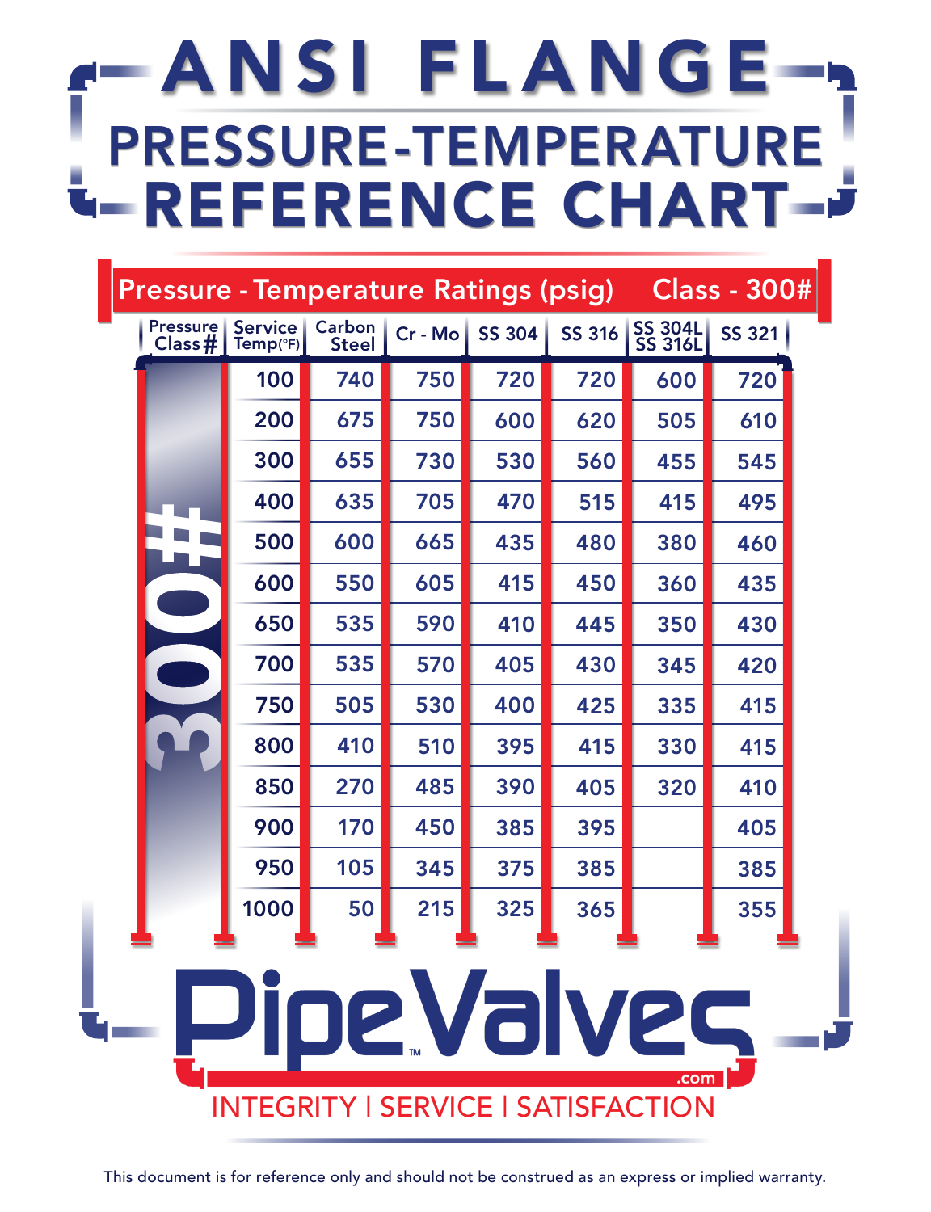# ANSI FLANGE

## PRESSURE-TEMPERATURE REFERENCE CHART

**Pressure - Temperature Ratings (psig) Class - 300#**

| Pressure Class # | Service Temp(°F) | Carbon Steel | Cr - Mo | SS 304 | SS 316 | SS 304L SS 316L | SS 321 |
|---|---|---|---|---|---|---|---|
| 300# | 100 | 740 | 750 | 720 | 720 | 600 | 720 |
| | 200 | 675 | 750 | 600 | 620 | 505 | 610 |
| | 300 | 655 | 730 | 530 | 560 | 455 | 545 |
| | 400 | 635 | 705 | 470 | 515 | 415 | 495 |
| | 500 | 600 | 665 | 435 | 480 | 380 | 460 |
| | 600 | 550 | 605 | 415 | 450 | 360 | 435 |
| | 650 | 535 | 590 | 410 | 445 | 350 | 430 |
| | 700 | 535 | 570 | 405 | 430 | 345 | 420 |
| | 750 | 505 | 530 | 400 | 425 | 335 | 415 |
| | 800 | 410 | 510 | 395 | 415 | 330 | 415 |
| | 850 | 270 | 485 | 390 | 405 | 320 | 410 |
| | 900 | 170 | 450 | 385 | 395 | | 405 |
| | 950 | 105 | 345 | 375 | 385 | | 385 |
| | 1000 | 50 | 215 | 325 | 365 | | 355 |

PipeValves.com

INTEGRITY | SERVICE | SATISFACTION

This document is for reference only and should not be construed as an express or implied warranty.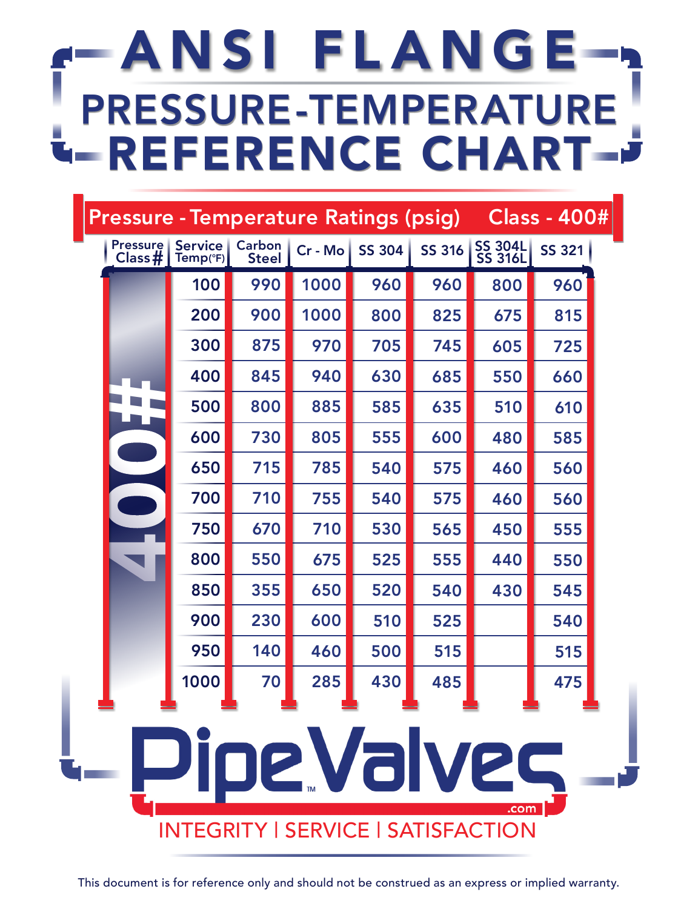# ANSI FLANGE PRESSURE-TEMPERATURE REFERENCE CHART

## Pressure - Temperature Ratings (psig) Class - 400#

| Pressure Class # | Service Temp(°F) | Carbon Steel | Cr - Mo | SS 304 | SS 316 | SS 304L SS 316L | SS 321 |
|---|---|---|---|---|---|---|---|
| 400# | 100 | 990 | 1000 | 960 | 960 | 800 | 960 |
| | 200 | 900 | 1000 | 800 | 825 | 675 | 815 |
| | 300 | 875 | 970 | 705 | 745 | 605 | 725 |
| | 400 | 845 | 940 | 630 | 685 | 550 | 660 |
| | 500 | 800 | 885 | 585 | 635 | 510 | 610 |
| | 600 | 730 | 805 | 555 | 600 | 480 | 585 |
| | 650 | 715 | 785 | 540 | 575 | 460 | 560 |
| | 700 | 710 | 755 | 540 | 575 | 460 | 560 |
| | 750 | 670 | 710 | 530 | 565 | 450 | 555 |
| | 800 | 550 | 675 | 525 | 555 | 440 | 550 |
| | 850 | 355 | 650 | 520 | 540 | 430 | 545 |
| | 900 | 230 | 600 | 510 | 525 | | 540 |
| | 950 | 140 | 460 | 500 | 515 | | 515 |
| | 1000 | 70 | 285 | 430 | 485 | | 475 |

PipeValves™ .com

INTEGRITY | SERVICE | SATISFACTION

This document is for reference only and should not be construed as an express or implied warranty.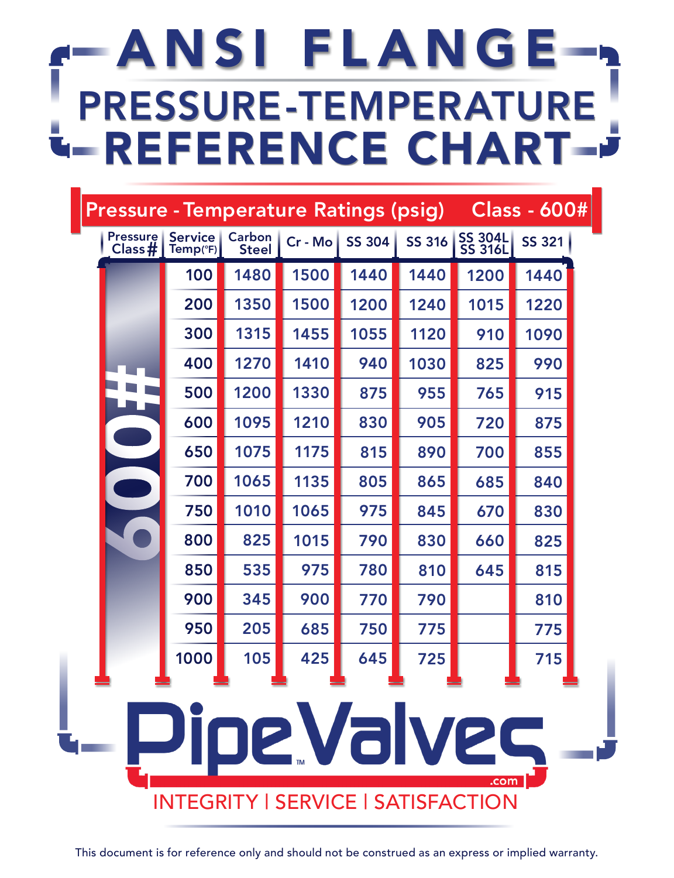# ANSI FLANGE

## PRESSURE-TEMPERATURE REFERENCE CHART

**Pressure - Temperature Ratings (psig) Class - 600#**

| Pressure Class # | Service Temp(°F) | Carbon Steel | Cr - Mo | SS 304 | SS 316 | SS 304L SS 316L | SS 321 |
|---|---|---|---|---|---|---|---|
| 600# | 100 | 1480 | 1500 | 1440 | 1440 | 1200 | 1440 |
| | 200 | 1350 | 1500 | 1200 | 1240 | 1015 | 1220 |
| | 300 | 1315 | 1455 | 1055 | 1120 | 910 | 1090 |
| | 400 | 1270 | 1410 | 940 | 1030 | 825 | 990 |
| | 500 | 1200 | 1330 | 875 | 955 | 765 | 915 |
| | 600 | 1095 | 1210 | 830 | 905 | 720 | 875 |
| | 650 | 1075 | 1175 | 815 | 890 | 700 | 855 |
| | 700 | 1065 | 1135 | 805 | 865 | 685 | 840 |
| | 750 | 1010 | 1065 | 975 | 845 | 670 | 830 |
| | 800 | 825 | 1015 | 790 | 830 | 660 | 825 |
| | 850 | 535 | 975 | 780 | 810 | 645 | 815 |
| | 900 | 345 | 900 | 770 | 790 | | 810 |
| | 950 | 205 | 685 | 750 | 775 | | 775 |
| | 1000 | 105 | 425 | 645 | 725 | | 715 |

PipeValves™ .com

INTEGRITY | SERVICE | SATISFACTION

This document is for reference only and should not be construed as an express or implied warranty.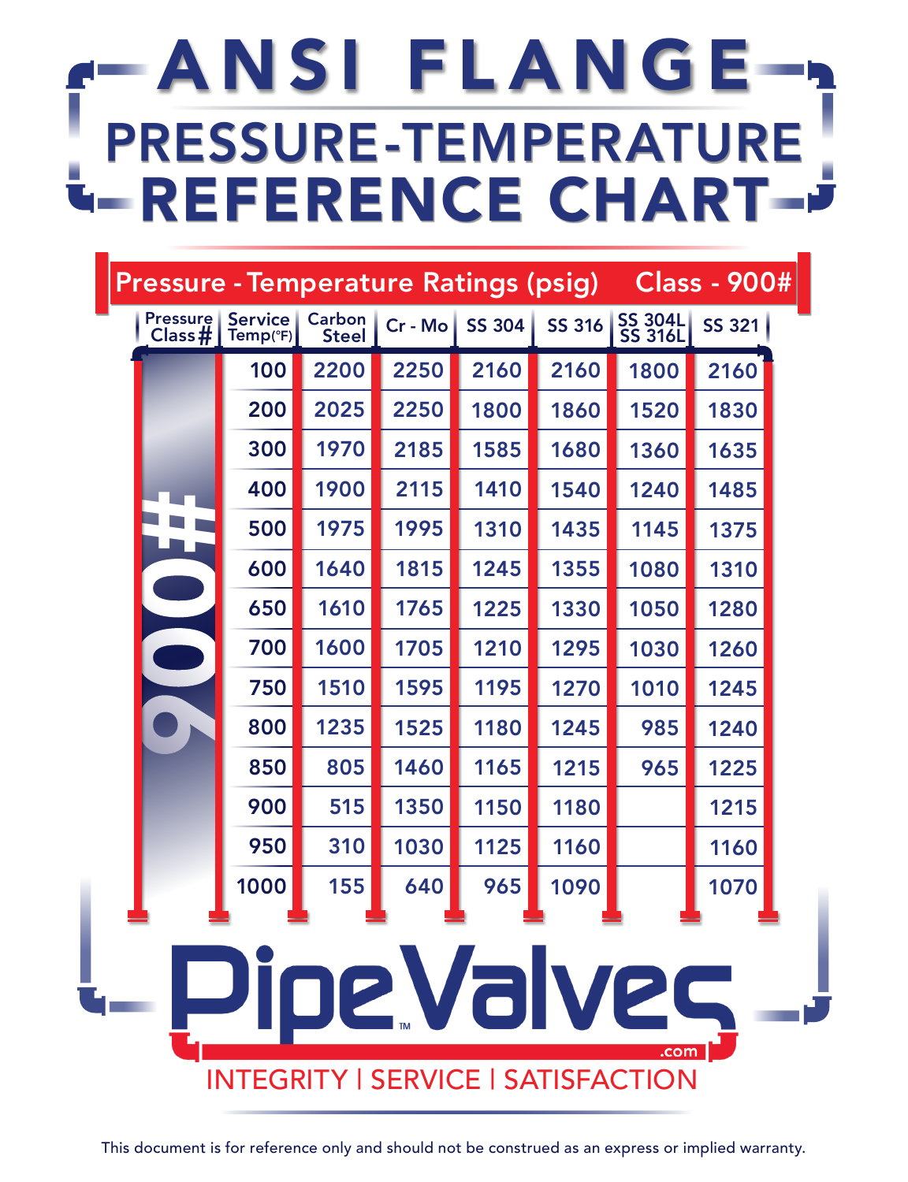# ANSI FLANGE PRESSURE-TEMPERATURE REFERENCE CHART

## Pressure - Temperature Ratings (psig) Class - 900#

| Pressure Class # | Service Temp(°F) | Carbon Steel | Cr - Mo | SS 304 | SS 316 | SS 304L SS 316L | SS 321 |
|---|---|---|---|---|---|---|---|
| 900# | 100 | 2200 | 2250 | 2160 | 2160 | 1800 | 2160 |
| | 200 | 2025 | 2250 | 1800 | 1860 | 1520 | 1830 |
| | 300 | 1970 | 2185 | 1585 | 1680 | 1360 | 1635 |
| | 400 | 1900 | 2115 | 1410 | 1540 | 1240 | 1485 |
| | 500 | 1975 | 1995 | 1310 | 1435 | 1145 | 1375 |
| | 600 | 1640 | 1815 | 1245 | 1355 | 1080 | 1310 |
| | 650 | 1610 | 1765 | 1225 | 1330 | 1050 | 1280 |
| | 700 | 1600 | 1705 | 1210 | 1295 | 1030 | 1260 |
| | 750 | 1510 | 1595 | 1195 | 1270 | 1010 | 1245 |
| | 800 | 1235 | 1525 | 1180 | 1245 | 985 | 1240 |
| | 850 | 805 | 1460 | 1165 | 1215 | 965 | 1225 |
| | 900 | 515 | 1350 | 1150 | 1180 | | 1215 |
| | 950 | 310 | 1030 | 1125 | 1160 | | 1160 |
| | 1000 | 155 | 640 | 965 | 1090 | | 1070 |

PipeValves™ .com

INTEGRITY | SERVICE | SATISFACTION

This document is for reference only and should not be construed as an express or implied warranty.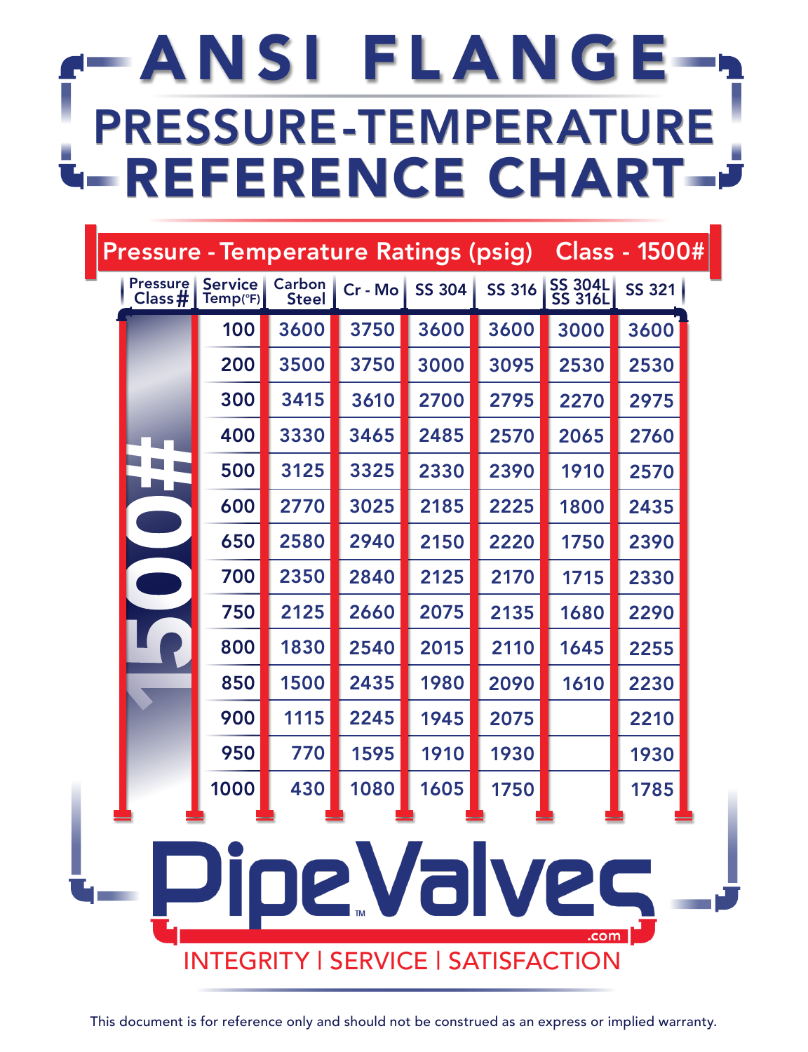# ANSI FLANGE

## PRESSURE-TEMPERATURE REFERENCE CHART

**Pressure - Temperature Ratings (psig) Class - 1500#**

| Pressure Class # | Service Temp(°F) | Carbon Steel | Cr - Mo | SS 304 | SS 316 | SS 304L SS 316L | SS 321 |
|---|---|---|---|---|---|---|---|
| 1500# | 100 | 3600 | 3750 | 3600 | 3600 | 3000 | 3600 |
| | 200 | 3500 | 3750 | 3000 | 3095 | 2530 | 2530 |
| | 300 | 3415 | 3610 | 2700 | 2795 | 2270 | 2975 |
| | 400 | 3330 | 3465 | 2485 | 2570 | 2065 | 2760 |
| | 500 | 3125 | 3325 | 2330 | 2390 | 1910 | 2570 |
| | 600 | 2770 | 3025 | 2185 | 2225 | 1800 | 2435 |
| | 650 | 2580 | 2940 | 2150 | 2220 | 1750 | 2390 |
| | 700 | 2350 | 2840 | 2125 | 2170 | 1715 | 2330 |
| | 750 | 2125 | 2660 | 2075 | 2135 | 1680 | 2290 |
| | 800 | 1830 | 2540 | 2015 | 2110 | 1645 | 2255 |
| | 850 | 1500 | 2435 | 1980 | 2090 | 1610 | 2230 |
| | 900 | 1115 | 2245 | 1945 | 2075 | | 2210 |
| | 950 | 770 | 1595 | 1910 | 1930 | | 1930 |
| | 1000 | 430 | 1080 | 1605 | 1750 | | 1785 |

PipeValves™ .com

INTEGRITY | SERVICE | SATISFACTION

This document is for reference only and should not be construed as an express or implied warranty.